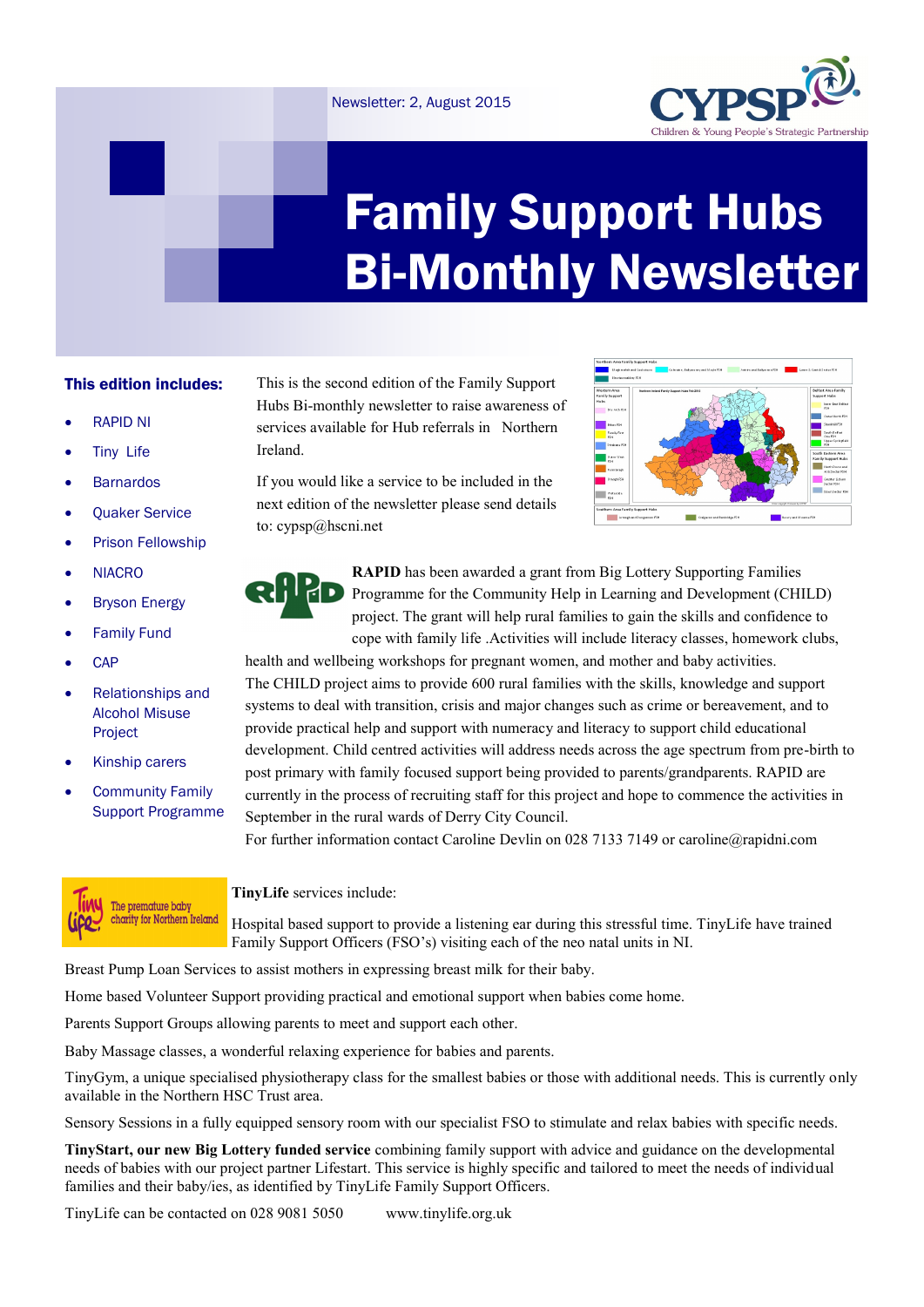Newsletter: 2, August 2015

# Family Support Hubs Bi-Monthly Newsletter

**This edition includes:**

- RAPID NI
- Tiny Life
- Barnardos
- Quaker Service
- Prison Fellowship
- NIACRO
- Bryson Energy
- Family Fund
- CAP
- Relationships and Alcohol Misuse Project
- Kinship carers
- Community Family Support Programme

This is the second edition of the Family Support Hubs Bi-monthly newsletter to raise awareness of services available for Hub referrals in Northern Ireland.

If you would like a service to be included in the next edition of the newsletter please send details to: cypsp@hscni.net

**RAPID** has been awarded a grant from Big Lottery Supporting Families Programme for the Community Help in Learning and Development (CHILD) project. The grant will help rural families to gain the skills and confidence to cope with family life .Activities will include literacy classes, homework clubs, health and wellbeing workshops for pregnant women, and mother and baby activities. The CHILD project aims to provide 600 rural families with the skills, knowledge and support systems to deal with transition, crisis and major changes such as crime or bereavement, and to provide practical help and support with numeracy and literacy to support child educational development. Child centred activities will address needs across the age spectrum from pre-birth to post primary with family focused support being provided to parents/grandparents. RAPID are currently in the process of recruiting staff for this project and hope to commence the activities in September in the rural wards of Derry City Council.

For further information contact Caroline Devlin on 028 7133 7149 or caroline@rapidni.com

**TinyLife** services include:

Hospital based support to provide a listening ear during this stressful time. TinyLife have trained Family Support Officers (FSO's) visiting each of the neo natal units in NI.

Breast Pump Loan Services to assist mothers in expressing breast milk for their baby.

Home based Volunteer Support providing practical and emotional support when babies come home.

Parents Support Groups allowing parents to meet and support each other.

Baby Massage classes, a wonderful relaxing experience for babies and parents.

TinyGym, a unique specialised physiotherapy class for the smallest babies or those with additional needs. This is currently only available in the Northern HSC Trust area.

Sensory Sessions in a fully equipped sensory room with our specialist FSO to stimulate and relax babies with specific needs.

**TinyStart, our new Big Lottery funded service** combining family support with advice and guidance on the developmental needs of babies with our project partner Lifestart. This service is highly specific and tailored to meet the needs of individual families and their baby/ies, as identified by TinyLife Family Support Officers.

TinyLife can be contacted on 028 9081 5050 www.tinylife.org.uk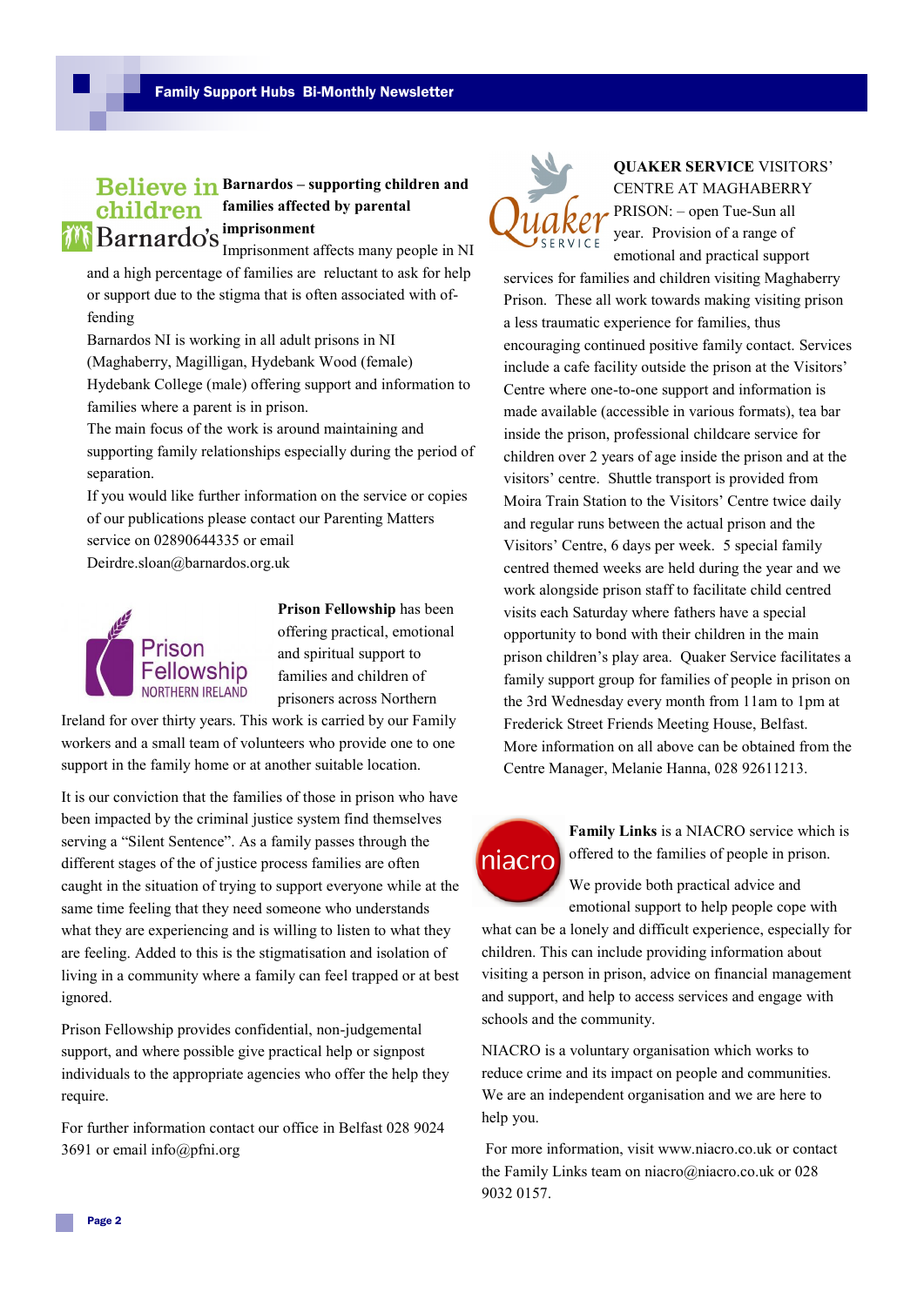**Barnardos – supporting children and families affected by parental imprisonment**

Imprisonment affects many people in NI and a high percentage of families are reluctant to ask for help or support due to the stigma that is often associated with offending

Barnardos NI is working in all adult prisons in NI (Maghaberry, Magilligan, Hydebank Wood (female) Hydebank College (male) offering support and information to families where a parent is in prison.

The main focus of the work is around maintaining and supporting family relationships especially during the period of separation.

If you would like further information on the service or copies of our publications please contact our Parenting Matters service on 02890644335 or email Deirdre.sloan@barnardos.org.uk

**Prison Fellowship** has been offering practical, emotional and spiritual support to families and children of prisoners across Northern Ireland for over thirty years. This work is carried by our Family workers and a small team of volunteers who provide one to one support in the family home or at another suitable location.

It is our conviction that the families of those in prison who have been impacted by the criminal justice system find themselves serving a "Silent Sentence". As a family passes through the different stages of the of justice process families are often caught in the situation of trying to support everyone while at the same time feeling that they need someone who understands what they are experiencing and is willing to listen to what they are feeling. Added to this is the stigmatisation and isolation of living in a community where a family can feel trapped or at best ignored.

Prison Fellowship provides confidential, non-judgemental support, and where possible give practical help or signpost individuals to the appropriate agencies who offer the help they require.

For further information contact our office in Belfast 028 9024 3691 or email info@pfni.org

**QUAKER SERVICE** VISITORS' CENTRE AT MAGHABERRY PRISON: – open Tue-Sun all year. Provision of a range of emotional and practical support services for families and children visiting Maghaberry Prison. These all work towards making visiting prison a less traumatic experience for families, thus encouraging continued positive family contact. Services include a cafe facility outside the prison at the Visitors' Centre where one-to-one support and information is made available (accessible in various formats), tea bar inside the prison, professional childcare service for children over 2 years of age inside the prison and at the visitors' centre. Shuttle transport is provided from Moira Train Station to the Visitors' Centre twice daily and regular runs between the actual prison and the Visitors' Centre, 6 days per week. 5 special family centred themed weeks are held during the year and we work alongside prison staff to facilitate child centred visits each Saturday where fathers have a special opportunity to bond with their children in the main prison children's play area. Quaker Service facilitates a family support group for families of people in prison on the 3rd Wednesday every month from 11am to 1pm at Frederick Street Friends Meeting House, Belfast. More information on all above can be obtained from the Centre Manager, Melanie Hanna, 028 92611213.

**Family Links** is a NIACRO service which is offered to the families of people in prison.

We provide both practical advice and emotional support to help people cope with what can be a lonely and difficult experience, especially for children. This can include providing information about visiting a person in prison, advice on financial management and support, and help to access services and engage with schools and the community.

NIACRO is a voluntary organisation which works to reduce crime and its impact on people and communities. We are an independent organisation and we are here to help you.

For more information, visit www.niacro.co.uk or contact the Family Links team on niacro@niacro.co.uk or 028 9032 0157.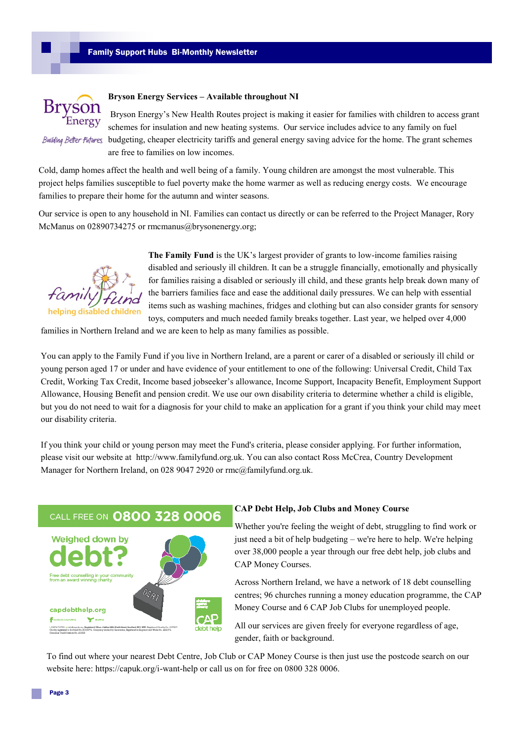## Bryson Energy Services – Available throughout NI

Bryson Energy's New Health Routes project is making it easier for families with children to access grant schemes for insulation and new heating systems. Our service includes advice to any family on fuel budgeting, cheaper electricity tariffs and general energy saving advice for the home. The grant schemes are free to families on low incomes.

Cold, damp homes affect the health and well being of a family. Young children are amongst the most vulnerable. This project helps families susceptible to fuel poverty make the home warmer as well as reducing energy costs. We encourage families to prepare their home for the autumn and winter seasons.

Our service is open to any household in NI. Families can contact us directly or can be referred to the Project Manager, Rory McManus on 02890734275 or rmcmanus@brysonenergy.org;

**The Family Fund** is the UK's largest provider of grants to low-income families raising disabled and seriously ill children. It can be a struggle financially, emotionally and physically for families raising a disabled or seriously ill child, and these grants help break down many of the barriers families face and ease the additional daily pressures. We can help with essential items such as washing machines, fridges and clothing but can also consider grants for sensory toys, computers and much needed family breaks together. Last year, we helped over 4,000 families in Northern Ireland and we are keen to help as many families as possible.

You can apply to the Family Fund if you live in Northern Ireland, are a parent or carer of a disabled or seriously ill child or young person aged 17 or under and have evidence of your entitlement to one of the following: Universal Credit, Child Tax Credit, Working Tax Credit, Income based jobseeker's allowance, Income Support, Incapacity Benefit, Employment Support Allowance, Housing Benefit and pension credit. We use our own disability criteria to determine whether a child is eligible, but you do not need to wait for a diagnosis for your child to make an application for a grant if you think your child may meet our disability criteria.

If you think your child or young person may meet the Fund's criteria, please consider applying. For further information, please visit our website at http://www.familyfund.org.uk. You can also contact Ross McCrea, Country Development Manager for Northern Ireland, on 028 9047 2920 or rmc@familyfund.org.uk.

CALL FREE ON **0800 328 0006**

**Weighed down by debt?**

Free debt counselling in your community from an award winning charity

capdebthelp.org

## CAP Debt Help, Job Clubs and Money Course

Whether you're feeling the weight of debt, struggling to find work or just need a bit of help budgeting – we're here to help. We're helping over 38,000 people a year through our free debt help, job clubs and CAP Money Courses.

Across Northern Ireland, we have a network of 18 debt counselling centres; 96 churches running a money education programme, the CAP Money Course and 6 CAP Job Clubs for unemployed people.

All our services are given freely for everyone regardless of age, gender, faith or background.

To find out where your nearest Debt Centre, Job Club or CAP Money Course is then just use the postcode search on our website here: https://capuk.org/i-want-help or call us on for free on 0800 328 0006.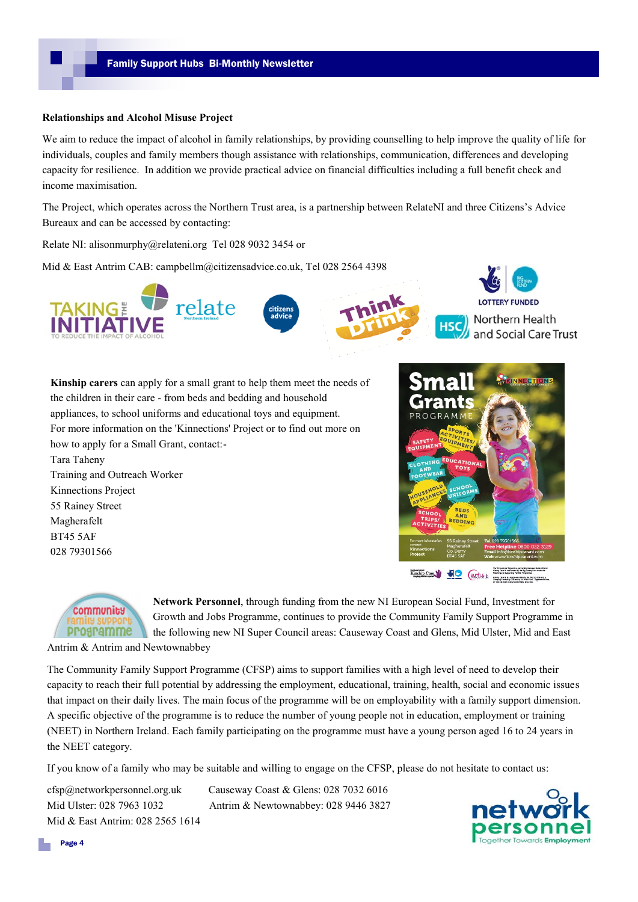### Relationships and Alcohol Misuse Project

We aim to reduce the impact of alcohol in family relationships, by providing counselling to help improve the quality of life for individuals, couples and family members though assistance with relationships, communication, differences and developing capacity for resilience. In addition we provide practical advice on financial difficulties including a full benefit check and income maximisation.

The Project, which operates across the Northern Trust area, is a partnership between RelateNI and three Citizens's Advice Bureaux and can be accessed by contacting:

Relate NI: alisonmurphy@relateni.org Tel 028 9032 3454 or

Mid & East Antrim CAB: campbellm@citizensadvice.co.uk, Tel 028 2564 4398

**Kinship carers** can apply for a small grant to help them meet the needs of the children in their care - from beds and bedding and household appliances, to school uniforms and educational toys and equipment. For more information on the 'Kinnections' Project or to find out more on how to apply for a Small Grant, contact:-

Tara Taheny
Training and Outreach Worker
Kinnections Project
55 Rainey Street
Magherafelt
BT45 5AF
028 79301566

**Network Personnel**, through funding from the new NI European Social Fund, Investment for Growth and Jobs Programme, continues to provide the Community Family Support Programme in the following new NI Super Council areas: Causeway Coast and Glens, Mid Ulster, Mid and East Antrim & Antrim and Newtownabbey

The Community Family Support Programme (CFSP) aims to support families with a high level of need to develop their capacity to reach their full potential by addressing the employment, educational, training, health, social and economic issues that impact on their daily lives. The main focus of the programme will be on employability with a family support dimension. A specific objective of the programme is to reduce the number of young people not in education, employment or training (NEET) in Northern Ireland. Each family participating on the programme must have a young person aged 16 to 24 years in the NEET category.

If you know of a family who may be suitable and willing to engage on the CFSP, please do not hesitate to contact us:

cfsp@networkpersonnel.org.uk
Causeway Coast & Glens: 028 7032 6016
Mid Ulster: 028 7963 1032
Antrim & Newtownabbey: 028 9446 3827
Mid & East Antrim: 028 2565 1614